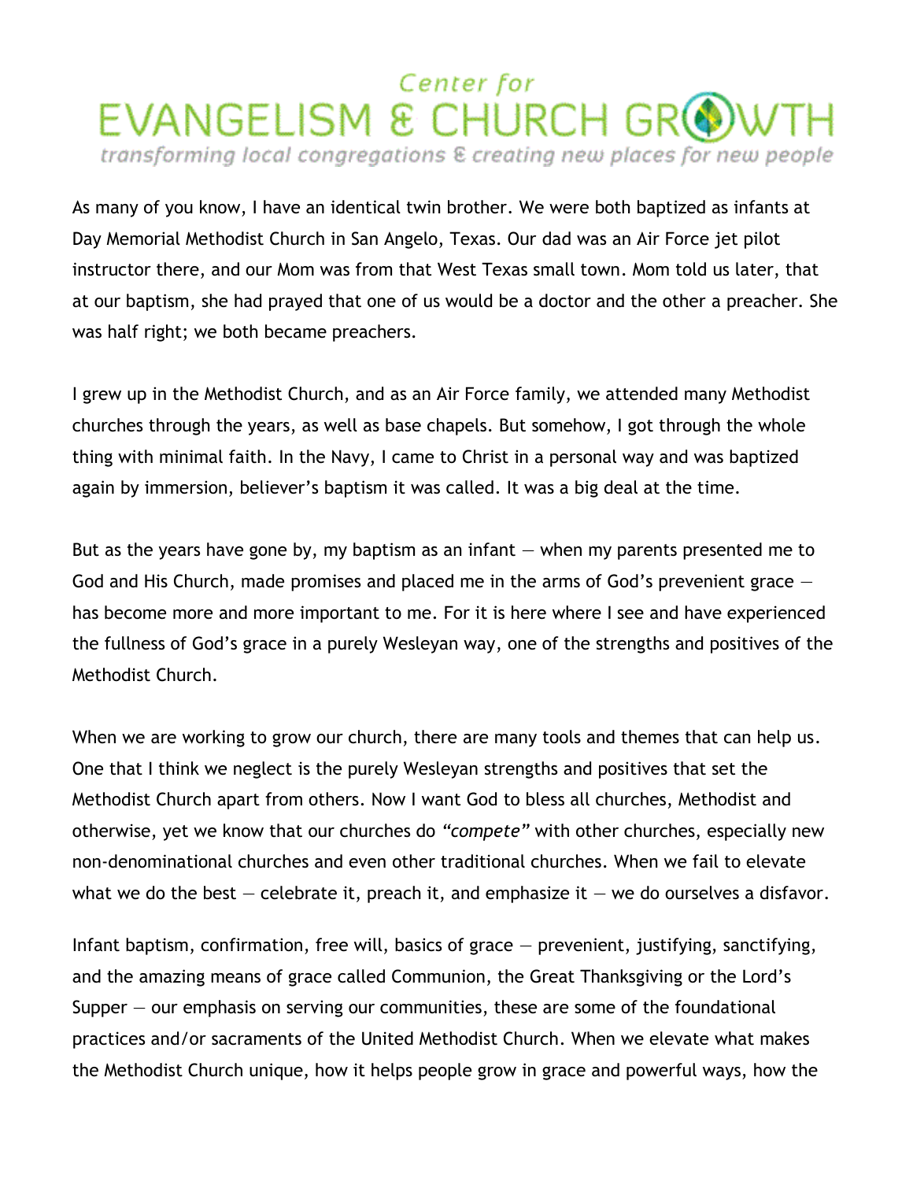# Center for EVANGELISM & CHURCH GROWTH

*transforming local congregations & creating new places for new people*

As many of you know, I have an identical twin brother. We were both baptized as infants at Day Memorial Methodist Church in San Angelo, Texas. Our dad was an Air Force jet pilot instructor there, and our Mom was from that West Texas small town. Mom told us later, that at our baptism, she had prayed that one of us would be a doctor and the other a preacher. She was half right; we both became preachers.

I grew up in the Methodist Church, and as an Air Force family, we attended many Methodist churches through the years, as well as base chapels. But somehow, I got through the whole thing with minimal faith. In the Navy, I came to Christ in a personal way and was baptized again by immersion, believer's baptism it was called. It was a big deal at the time.

But as the years have gone by, my baptism as an infant — when my parents presented me to God and His Church, made promises and placed me in the arms of God's prevenient grace — has become more and more important to me. For it is here where I see and have experienced the fullness of God's grace in a purely Wesleyan way, one of the strengths and positives of the Methodist Church.

When we are working to grow our church, there are many tools and themes that can help us. One that I think we neglect is the purely Wesleyan strengths and positives that set the Methodist Church apart from others. Now I want God to bless all churches, Methodist and otherwise, yet we know that our churches do *"compete"* with other churches, especially new non-denominational churches and even other traditional churches. When we fail to elevate what we do the best — celebrate it, preach it, and emphasize it — we do ourselves a disfavor.

Infant baptism, confirmation, free will, basics of grace — prevenient, justifying, sanctifying, and the amazing means of grace called Communion, the Great Thanksgiving or the Lord's Supper — our emphasis on serving our communities, these are some of the foundational practices and/or sacraments of the United Methodist Church. When we elevate what makes the Methodist Church unique, how it helps people grow in grace and powerful ways, how the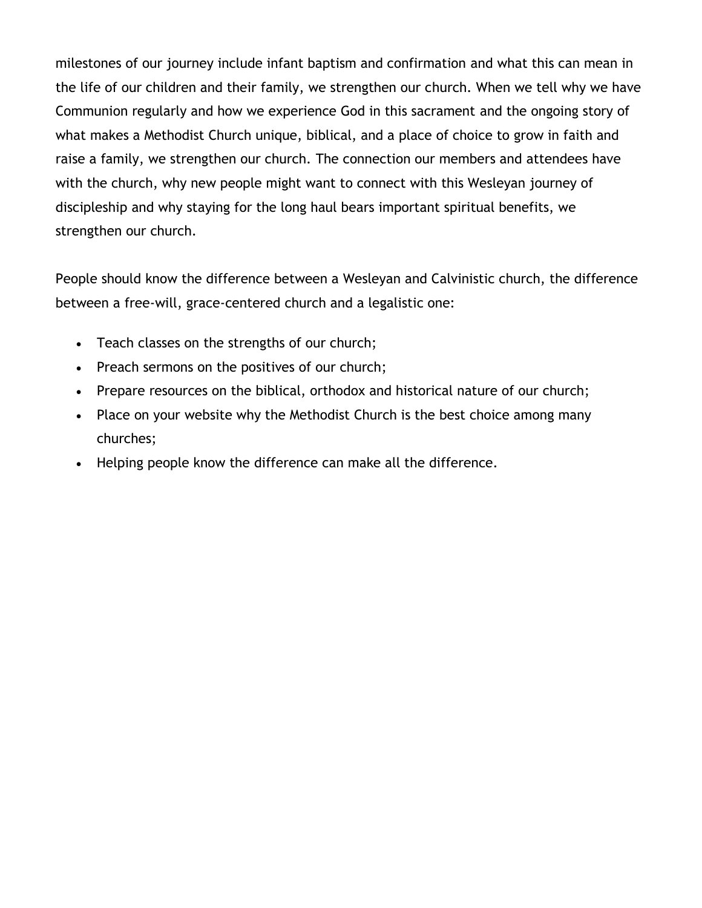milestones of our journey include infant baptism and confirmation and what this can mean in the life of our children and their family, we strengthen our church. When we tell why we have Communion regularly and how we experience God in this sacrament and the ongoing story of what makes a Methodist Church unique, biblical, and a place of choice to grow in faith and raise a family, we strengthen our church. The connection our members and attendees have with the church, why new people might want to connect with this Wesleyan journey of discipleship and why staying for the long haul bears important spiritual benefits, we strengthen our church.

People should know the difference between a Wesleyan and Calvinistic church, the difference between a free-will, grace-centered church and a legalistic one:

- Teach classes on the strengths of our church;
- Preach sermons on the positives of our church;
- Prepare resources on the biblical, orthodox and historical nature of our church;
- Place on your website why the Methodist Church is the best choice among many churches;
- Helping people know the difference can make all the difference.